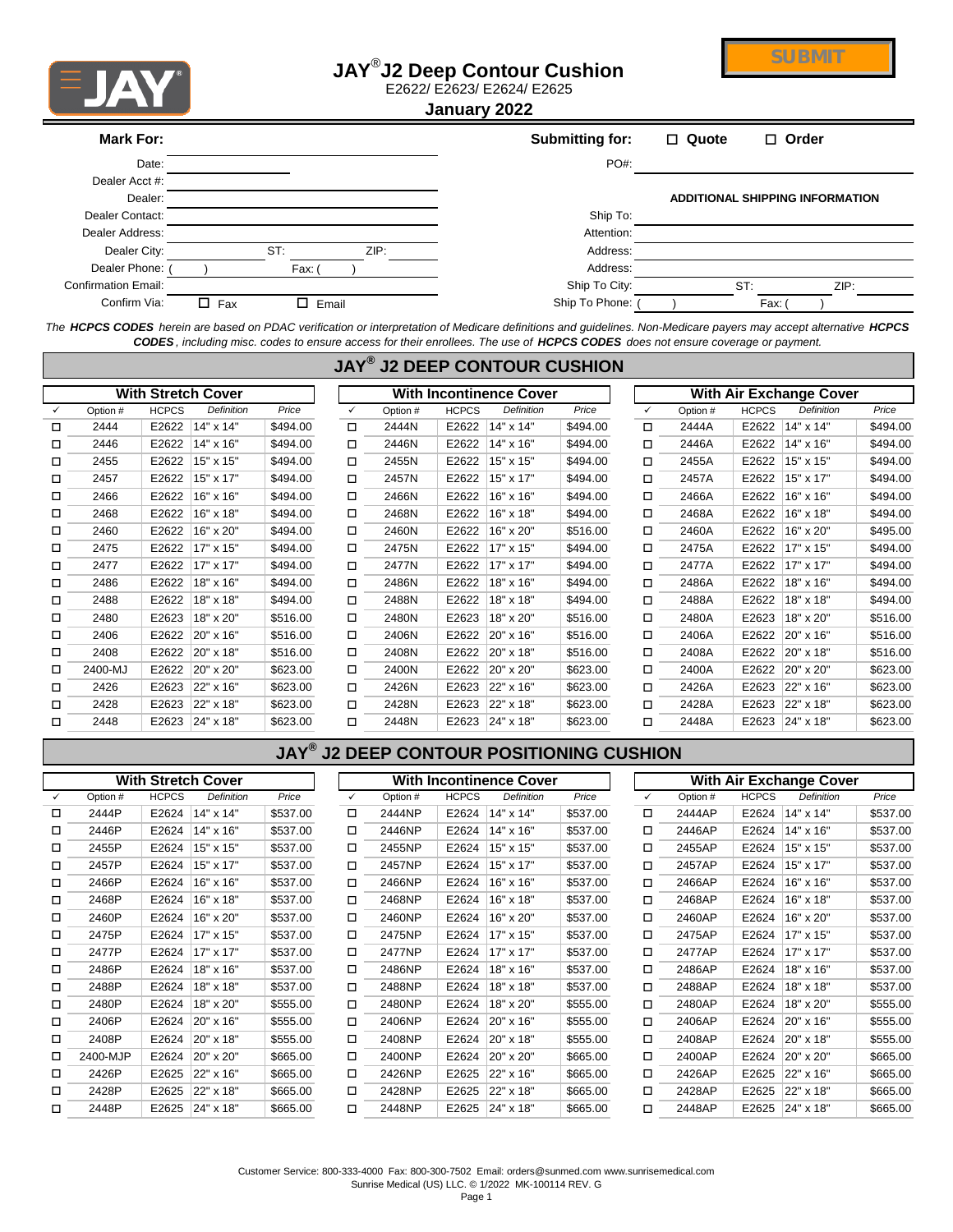# JAY® J2 Deep Contour Cushion

E2622/ E2623/ E2624/ E2625

**January 2022**

SUBMIT

**Mark For:**

Date: ____________

Dealer Acct #: ____________

Dealer: ____________

Dealer Contact: ____________

Dealer Address: ____________

Dealer City: ____________ ST: ______ ZIP: ______

Dealer Phone: ( ) Fax: ( )

Confirmation Email: ____________

Confirm Via: ☐ Fax ☐ Email

**Submitting for:** ☐ **Quote** ☐ **Order**

PO#: ____________

**ADDITIONAL SHIPPING INFORMATION**

Ship To: ____________

Attention: ____________

Address: ____________

Address: ____________

Ship To City: ____________ ST: ______ ZIP: ______

Ship To Phone: ( ) Fax: ( )

*The **HCPCS CODES** herein are based on PDAC verification or interpretation of Medicare definitions and guidelines. Non-Medicare payers may accept alternative **HCPCS CODES**, including misc. codes to ensure access for their enrollees. The use of **HCPCS CODES** does not ensure coverage or payment.*

## JAY® J2 DEEP CONTOUR CUSHION

| With Stretch Cover | | | | | With Incontinence Cover | | | | | With Air Exchange Cover | | | | |
|---|---|---|---|---|---|---|---|---|---|---|---|---|---|---|
| ✓ | Option # | HCPCS | Definition | Price | ✓ | Option # | HCPCS | Definition | Price | ✓ | Option # | HCPCS | Definition | Price |
| ☐ | 2444 | E2622 | 14" x 14" | $494.00 | ☐ | 2444N | E2622 | 14" x 14" | $494.00 | ☐ | 2444A | E2622 | 14" x 14" | $494.00 |
| ☐ | 2446 | E2622 | 14" x 16" | $494.00 | ☐ | 2446N | E2622 | 14" x 16" | $494.00 | ☐ | 2446A | E2622 | 14" x 16" | $494.00 |
| ☐ | 2455 | E2622 | 15" x 15" | $494.00 | ☐ | 2455N | E2622 | 15" x 15" | $494.00 | ☐ | 2455A | E2622 | 15" x 15" | $494.00 |
| ☐ | 2457 | E2622 | 15" x 17" | $494.00 | ☐ | 2457N | E2622 | 15" x 17" | $494.00 | ☐ | 2457A | E2622 | 15" x 17" | $494.00 |
| ☐ | 2466 | E2622 | 16" x 16" | $494.00 | ☐ | 2466N | E2622 | 16" x 16" | $494.00 | ☐ | 2466A | E2622 | 16" x 16" | $494.00 |
| ☐ | 2468 | E2622 | 16" x 18" | $494.00 | ☐ | 2468N | E2622 | 16" x 18" | $494.00 | ☐ | 2468A | E2622 | 16" x 18" | $494.00 |
| ☐ | 2460 | E2622 | 16" x 20" | $494.00 | ☐ | 2460N | E2622 | 16" x 20" | $516.00 | ☐ | 2460A | E2622 | 16" x 20" | $495.00 |
| ☐ | 2475 | E2622 | 17" x 15" | $494.00 | ☐ | 2475N | E2622 | 17" x 15" | $494.00 | ☐ | 2475A | E2622 | 17" x 15" | $494.00 |
| ☐ | 2477 | E2622 | 17" x 17" | $494.00 | ☐ | 2477N | E2622 | 17" x 17" | $494.00 | ☐ | 2477A | E2622 | 17" x 17" | $494.00 |
| ☐ | 2486 | E2622 | 18" x 16" | $494.00 | ☐ | 2486N | E2622 | 18" x 16" | $494.00 | ☐ | 2486A | E2622 | 18" x 16" | $494.00 |
| ☐ | 2488 | E2622 | 18" x 18" | $494.00 | ☐ | 2488N | E2622 | 18" x 18" | $494.00 | ☐ | 2488A | E2622 | 18" x 18" | $494.00 |
| ☐ | 2480 | E2623 | 18" x 20" | $516.00 | ☐ | 2480N | E2623 | 18" x 20" | $516.00 | ☐ | 2480A | E2623 | 18" x 20" | $516.00 |
| ☐ | 2406 | E2622 | 20" x 16" | $516.00 | ☐ | 2406N | E2622 | 20" x 16" | $516.00 | ☐ | 2406A | E2622 | 20" x 16" | $516.00 |
| ☐ | 2408 | E2622 | 20" x 18" | $516.00 | ☐ | 2408N | E2622 | 20" x 18" | $516.00 | ☐ | 2408A | E2622 | 20" x 18" | $516.00 |
| ☐ | 2400-MJ | E2622 | 20" x 20" | $623.00 | ☐ | 2400N | E2622 | 20" x 20" | $623.00 | ☐ | 2400A | E2622 | 20" x 20" | $623.00 |
| ☐ | 2426 | E2623 | 22" x 16" | $623.00 | ☐ | 2426N | E2623 | 22" x 16" | $623.00 | ☐ | 2426A | E2623 | 22" x 16" | $623.00 |
| ☐ | 2428 | E2623 | 22" x 18" | $623.00 | ☐ | 2428N | E2623 | 22" x 18" | $623.00 | ☐ | 2428A | E2623 | 22" x 18" | $623.00 |
| ☐ | 2448 | E2623 | 24" x 18" | $623.00 | ☐ | 2448N | E2623 | 24" x 18" | $623.00 | ☐ | 2448A | E2623 | 24" x 18" | $623.00 |

## JAY® J2 DEEP CONTOUR POSITIONING CUSHION

| With Stretch Cover | | | | | With Incontinence Cover | | | | | With Air Exchange Cover | | | | |
|---|---|---|---|---|---|---|---|---|---|---|---|---|---|---|
| ✓ | Option # | HCPCS | Definition | Price | ✓ | Option # | HCPCS | Definition | Price | ✓ | Option # | HCPCS | Definition | Price |
| ☐ | 2444P | E2624 | 14" x 14" | $537.00 | ☐ | 2444NP | E2624 | 14" x 14" | $537.00 | ☐ | 2444AP | E2624 | 14" x 14" | $537.00 |
| ☐ | 2446P | E2624 | 14" x 16" | $537.00 | ☐ | 2446NP | E2624 | 14" x 16" | $537.00 | ☐ | 2446AP | E2624 | 14" x 16" | $537.00 |
| ☐ | 2455P | E2624 | 15" x 15" | $537.00 | ☐ | 2455NP | E2624 | 15" x 15" | $537.00 | ☐ | 2455AP | E2624 | 15" x 15" | $537.00 |
| ☐ | 2457P | E2624 | 15" x 17" | $537.00 | ☐ | 2457NP | E2624 | 15" x 17" | $537.00 | ☐ | 2457AP | E2624 | 15" x 17" | $537.00 |
| ☐ | 2466P | E2624 | 16" x 16" | $537.00 | ☐ | 2466NP | E2624 | 16" x 16" | $537.00 | ☐ | 2466AP | E2624 | 16" x 16" | $537.00 |
| ☐ | 2468P | E2624 | 16" x 18" | $537.00 | ☐ | 2468NP | E2624 | 16" x 18" | $537.00 | ☐ | 2468AP | E2624 | 16" x 18" | $537.00 |
| ☐ | 2460P | E2624 | 16" x 20" | $537.00 | ☐ | 2460NP | E2624 | 16" x 20" | $537.00 | ☐ | 2460AP | E2624 | 16" x 20" | $537.00 |
| ☐ | 2475P | E2624 | 17" x 15" | $537.00 | ☐ | 2475NP | E2624 | 17" x 15" | $537.00 | ☐ | 2475AP | E2624 | 17" x 15" | $537.00 |
| ☐ | 2477P | E2624 | 17" x 17" | $537.00 | ☐ | 2477NP | E2624 | 17" x 17" | $537.00 | ☐ | 2477AP | E2624 | 17" x 17" | $537.00 |
| ☐ | 2486P | E2624 | 18" x 16" | $537.00 | ☐ | 2486NP | E2624 | 18" x 16" | $537.00 | ☐ | 2486AP | E2624 | 18" x 16" | $537.00 |
| ☐ | 2488P | E2624 | 18" x 18" | $537.00 | ☐ | 2488NP | E2624 | 18" x 18" | $537.00 | ☐ | 2488AP | E2624 | 18" x 18" | $537.00 |
| ☐ | 2480P | E2624 | 18" x 20" | $555.00 | ☐ | 2480NP | E2624 | 18" x 20" | $555.00 | ☐ | 2480AP | E2624 | 18" x 20" | $555.00 |
| ☐ | 2406P | E2624 | 20" x 16" | $555.00 | ☐ | 2406NP | E2624 | 20" x 16" | $555.00 | ☐ | 2406AP | E2624 | 20" x 16" | $555.00 |
| ☐ | 2408P | E2624 | 20" x 18" | $555.00 | ☐ | 2408NP | E2624 | 20" x 18" | $555.00 | ☐ | 2408AP | E2624 | 20" x 18" | $555.00 |
| ☐ | 2400-MJP | E2624 | 20" x 20" | $665.00 | ☐ | 2400NP | E2624 | 20" x 20" | $665.00 | ☐ | 2400AP | E2624 | 20" x 20" | $665.00 |
| ☐ | 2426P | E2625 | 22" x 16" | $665.00 | ☐ | 2426NP | E2625 | 22" x 16" | $665.00 | ☐ | 2426AP | E2625 | 22" x 16" | $665.00 |
| ☐ | 2428P | E2625 | 22" x 18" | $665.00 | ☐ | 2428NP | E2625 | 22" x 18" | $665.00 | ☐ | 2428AP | E2625 | 22" x 18" | $665.00 |
| ☐ | 2448P | E2625 | 24" x 18" | $665.00 | ☐ | 2448NP | E2625 | 24" x 18" | $665.00 | ☐ | 2448AP | E2625 | 24" x 18" | $665.00 |

Customer Service: 800-333-4000 Fax: 800-300-7502 Email: orders@sunmed.com www.sunrisemedical.com

Sunrise Medical (US) LLC. © 1/2022 MK-100114 REV. G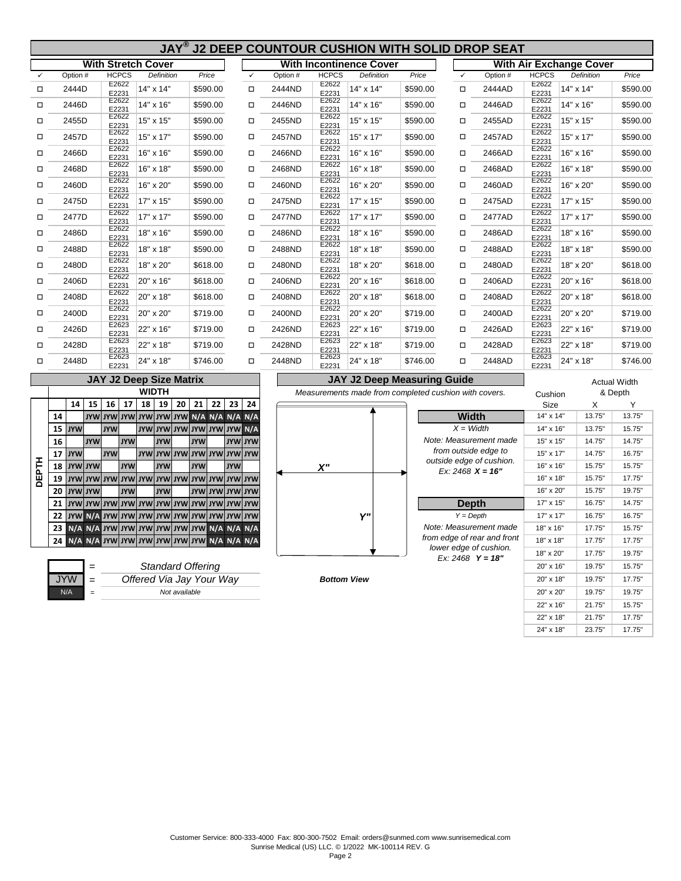# JAY® J2 DEEP COUNTOUR CUSHION WITH SOLID DROP SEAT

## With Stretch Cover

| ✓ | Option # | HCPCS | Definition | Price |
|---|---|---|---|---|
| ☐ | 2444D | E2622 E2231 | 14" x 14" | $590.00 |
| ☐ | 2446D | E2622 E2231 | 14" x 16" | $590.00 |
| ☐ | 2455D | E2622 E2231 | 15" x 15" | $590.00 |
| ☐ | 2457D | E2622 E2231 | 15" x 17" | $590.00 |
| ☐ | 2466D | E2622 E2231 | 16" x 16" | $590.00 |
| ☐ | 2468D | E2622 E2231 | 16" x 18" | $590.00 |
| ☐ | 2460D | E2622 E2231 | 16" x 20" | $590.00 |
| ☐ | 2475D | E2622 E2231 | 17" x 15" | $590.00 |
| ☐ | 2477D | E2622 E2231 | 17" x 17" | $590.00 |
| ☐ | 2486D | E2622 E2231 | 18" x 16" | $590.00 |
| ☐ | 2488D | E2622 E2231 | 18" x 18" | $590.00 |
| ☐ | 2480D | E2622 E2231 | 18" x 20" | $618.00 |
| ☐ | 2406D | E2622 E2231 | 20" x 16" | $618.00 |
| ☐ | 2408D | E2622 E2231 | 20" x 18" | $618.00 |
| ☐ | 2400D | E2622 E2231 | 20" x 20" | $719.00 |
| ☐ | 2426D | E2623 E2231 | 22" x 16" | $719.00 |
| ☐ | 2428D | E2623 E2231 | 22" x 18" | $719.00 |
| ☐ | 2448D | E2623 E2231 | 24" x 18" | $746.00 |

## With Incontinence Cover

| ✓ | Option # | HCPCS | Definition | Price |
|---|---|---|---|---|
| ☐ | 2444ND | E2622 E2231 | 14" x 14" | $590.00 |
| ☐ | 2446ND | E2622 E2231 | 14" x 16" | $590.00 |
| ☐ | 2455ND | E2622 E2231 | 15" x 15" | $590.00 |
| ☐ | 2457ND | E2622 E2231 | 15" x 17" | $590.00 |
| ☐ | 2466ND | E2622 E2231 | 16" x 16" | $590.00 |
| ☐ | 2468ND | E2622 E2231 | 16" x 18" | $590.00 |
| ☐ | 2460ND | E2622 E2231 | 16" x 20" | $590.00 |
| ☐ | 2475ND | E2622 E2231 | 17" x 15" | $590.00 |
| ☐ | 2477ND | E2622 E2231 | 17" x 17" | $590.00 |
| ☐ | 2486ND | E2622 E2231 | 18" x 16" | $590.00 |
| ☐ | 2488ND | E2622 E2231 | 18" x 18" | $590.00 |
| ☐ | 2480ND | E2622 E2231 | 18" x 20" | $618.00 |
| ☐ | 2406ND | E2622 E2231 | 20" x 16" | $618.00 |
| ☐ | 2408ND | E2622 E2231 | 20" x 18" | $618.00 |
| ☐ | 2400ND | E2622 E2231 | 20" x 20" | $719.00 |
| ☐ | 2426ND | E2623 E2231 | 22" x 16" | $719.00 |
| ☐ | 2428ND | E2623 E2231 | 22" x 18" | $719.00 |
| ☐ | 2448ND | E2623 E2231 | 24" x 18" | $746.00 |

## With Air Exchange Cover

| ✓ | Option # | HCPCS | Definition | Price |
|---|---|---|---|---|
| ☐ | 2444AD | E2622 E2231 | 14" x 14" | $590.00 |
| ☐ | 2446AD | E2622 E2231 | 14" x 16" | $590.00 |
| ☐ | 2455AD | E2622 E2231 | 15" x 15" | $590.00 |
| ☐ | 2457AD | E2622 E2231 | 15" x 17" | $590.00 |
| ☐ | 2466AD | E2622 E2231 | 16" x 16" | $590.00 |
| ☐ | 2468AD | E2622 E2231 | 16" x 18" | $590.00 |
| ☐ | 2460AD | E2622 E2231 | 16" x 20" | $590.00 |
| ☐ | 2475AD | E2622 E2231 | 17" x 15" | $590.00 |
| ☐ | 2477AD | E2622 E2231 | 17" x 17" | $590.00 |
| ☐ | 2486AD | E2622 E2231 | 18" x 16" | $590.00 |
| ☐ | 2488AD | E2622 E2231 | 18" x 18" | $590.00 |
| ☐ | 2480AD | E2622 E2231 | 18" x 20" | $618.00 |
| ☐ | 2406AD | E2622 E2231 | 20" x 16" | $618.00 |
| ☐ | 2408AD | E2622 E2231 | 20" x 18" | $618.00 |
| ☐ | 2400AD | E2622 E2231 | 20" x 20" | $719.00 |
| ☐ | 2426AD | E2623 E2231 | 22" x 16" | $719.00 |
| ☐ | 2428AD | E2623 E2231 | 22" x 18" | $719.00 |
| ☐ | 2448AD | E2623 E2231 | 24" x 18" | $746.00 |

## JAY J2 Deep Size Matrix

| DEPTH \ WIDTH | 14 | 15 | 16 | 17 | 18 | 19 | 20 | 21 | 22 | 23 | 24 |
|---|---|---|---|---|---|---|---|---|---|---|---|
| 14 | | JYW | JYW | JYW | JYW | JYW | JYW | N/A | N/A | N/A | N/A |
| 15 | JYW | | JYW | | JYW | JYW | JYW | JYW | JYW | JYW | N/A |
| 16 | | JYW | | JYW | | JYW | | JYW | | JYW | JYW |
| 17 | JYW | | JYW | | JYW | JYW | JYW | JYW | JYW | JYW | JYW |
| 18 | JYW | JYW | | JYW | | JYW | | JYW | | JYW | |
| 19 | JYW | JYW | JYW | JYW | JYW | JYW | JYW | JYW | JYW | JYW | JYW |
| 20 | JYW | JYW | | JYW | | JYW | | JYW | JYW | JYW | JYW |
| 21 | JYW | JYW | JYW | JYW | JYW | JYW | JYW | JYW | JYW | JYW | JYW |
| 22 | JYW | N/A | JYW | JYW | JYW | JYW | JYW | JYW | JYW | JYW | JYW |
| 23 | N/A | N/A | JYW | JYW | JYW | JYW | JYW | JYW | N/A | N/A | N/A |
| 24 | N/A | N/A | JYW | JYW | JYW | JYW | JYW | JYW | N/A | N/A | N/A |

| | | |
|---|---|---|
| (blank) | = | *Standard Offering* |
| JYW | = | *Offered Via Jay Your Way* |
| N/A | = | *Not available* |

## JAY J2 Deep Measuring Guide

*Measurements made from completed cushion with covers.*

X"

Y"

***Bottom View***

**Width**

*X = Width*

*Note: Measurement made from outside edge to outside edge of cushion.*
*Ex: 2468* ***X = 16"***

**Depth**

*Y = Depth*

*Note: Measurement made from edge of rear and front lower edge of cushion.*
*Ex: 2468* ***Y = 18"***

| Cushion Size | Actual Width & Depth X | Y |
|---|---|---|
| 14" x 14" | 13.75" | 13.75" |
| 14" x 16" | 13.75" | 15.75" |
| 15" x 15" | 14.75" | 14.75" |
| 15" x 17" | 14.75" | 16.75" |
| 16" x 16" | 15.75" | 15.75" |
| 16" x 18" | 15.75" | 17.75" |
| 16" x 20" | 15.75" | 19.75" |
| 17" x 15" | 16.75" | 14.75" |
| 17" x 17" | 16.75" | 16.75" |
| 18" x 16" | 17.75" | 15.75" |
| 18" x 18" | 17.75" | 17.75" |
| 18" x 20" | 17.75" | 19.75" |
| 20" x 16" | 19.75" | 15.75" |
| 20" x 18" | 19.75" | 17.75" |
| 20" x 20" | 19.75" | 19.75" |
| 22" x 16" | 21.75" | 15.75" |
| 22" x 18" | 21.75" | 17.75" |
| 24" x 18" | 23.75" | 17.75" |

Customer Service: 800-333-4000 Fax: 800-300-7502 Email: orders@sunmed.com www.sunrisemedical.com
Sunrise Medical (US) LLC. © 1/2022 MK-100114 REV. G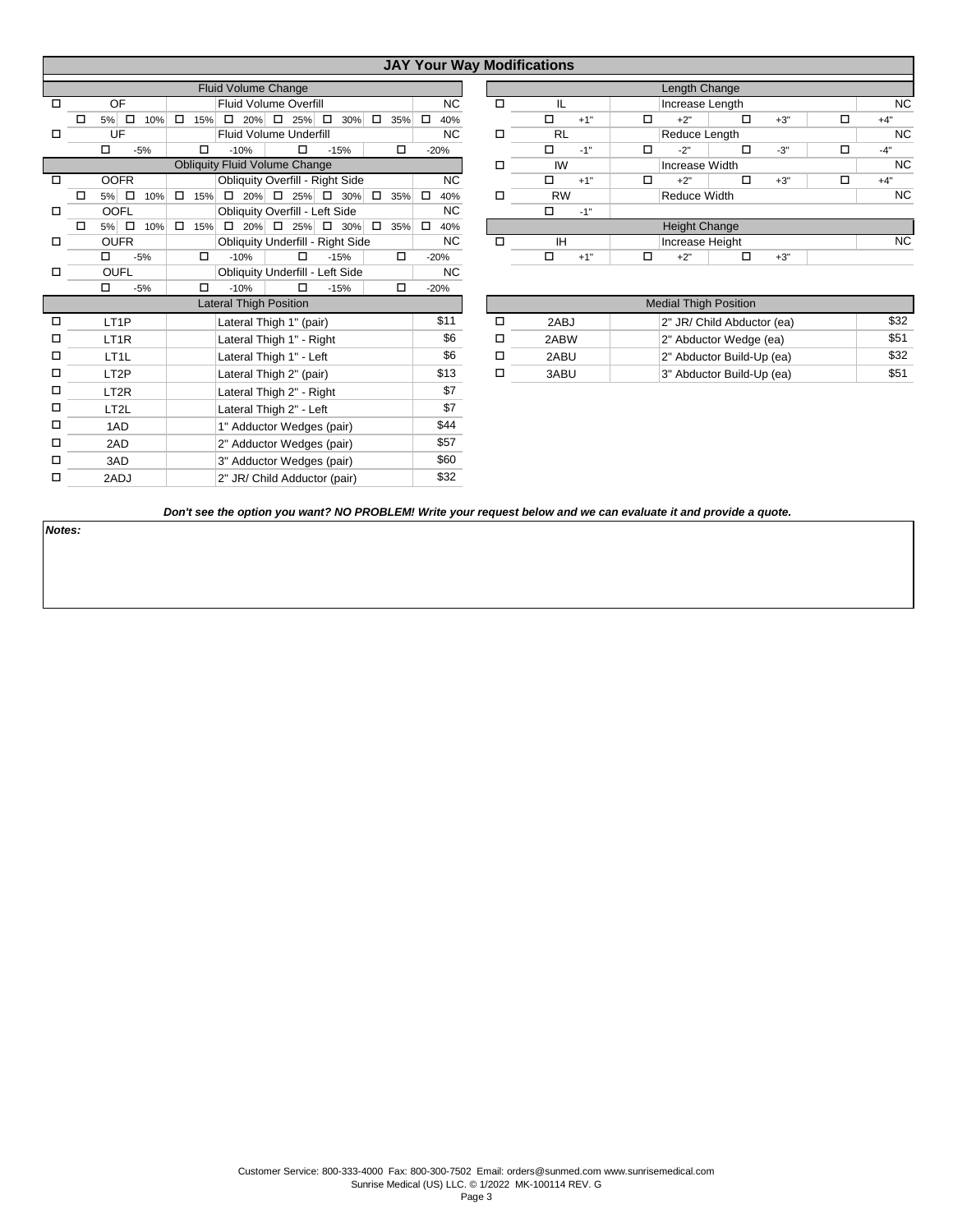## JAY Your Way Modifications

### Fluid Volume Change

| | | | | | |
|---|---|---|---|---|---|
| ☐ | OF | | Fluid Volume Overfill | | NC |
| | ☐ 5% ☐ 10% | ☐ 15% | ☐ 20% ☐ 25% ☐ 30% | ☐ 35% | ☐ 40% |
| ☐ | UF | | Fluid Volume Underfill | | NC |
| | ☐ -5% | ☐ -10% | ☐ -15% | ☐ | -20% |

### Obliquity Fluid Volume Change

| | | | | | |
|---|---|---|---|---|---|
| ☐ | OOFR | | Obliquity Overfill - Right Side | | NC |
| | ☐ 5% ☐ 10% | ☐ 15% | ☐ 20% ☐ 25% ☐ 30% | ☐ 35% | ☐ 40% |
| ☐ | OOFL | | Obliquity Overfill - Left Side | | NC |
| | ☐ 5% ☐ 10% | ☐ 15% | ☐ 20% ☐ 25% ☐ 30% | ☐ 35% | ☐ 40% |
| ☐ | OUFR | | Obliquity Underfill - Right Side | | NC |
| | ☐ -5% | ☐ -10% | ☐ -15% | ☐ | -20% |
| ☐ | OUFL | | Obliquity Underfill - Left Side | | NC |
| | ☐ -5% | ☐ -10% | ☐ -15% | ☐ | -20% |

### Lateral Thigh Position

| | | | |
|---|---|---|---|
| ☐ | LT1P | Lateral Thigh 1" (pair) | $11 |
| ☐ | LT1R | Lateral Thigh 1" - Right | $6 |
| ☐ | LT1L | Lateral Thigh 1" - Left | $6 |
| ☐ | LT2P | Lateral Thigh 2" (pair) | $13 |
| ☐ | LT2R | Lateral Thigh 2" - Right | $7 |
| ☐ | LT2L | Lateral Thigh 2" - Left | $7 |
| ☐ | 1AD | 1" Adductor Wedges (pair) | $44 |
| ☐ | 2AD | 2" Adductor Wedges (pair) | $57 |
| ☐ | 3AD | 3" Adductor Wedges (pair) | $60 |
| ☐ | 2ADJ | 2" JR/ Child Adductor (pair) | $32 |

### Length Change

| | | | | | |
|---|---|---|---|---|---|
| ☐ | IL | Increase Length | | | NC |
| | ☐ +1" | ☐ +2" | ☐ +3" | ☐ +4" | |
| ☐ | RL | Reduce Length | | | NC |
| | ☐ -1" | ☐ -2" | ☐ -3" | ☐ -4" | |
| ☐ | IW | Increase Width | | | NC |
| | ☐ +1" | ☐ +2" | ☐ +3" | ☐ +4" | |
| ☐ | RW | Reduce Width | | | NC |
| | ☐ -1" | | | | |

### Height Change

| | | | | |
|---|---|---|---|---|
| ☐ | IH | Increase Height | | NC |
| | ☐ +1" | ☐ +2" | ☐ +3" | |

### Medial Thigh Position

| | | | |
|---|---|---|---|
| ☐ | 2ABJ | 2" JR/ Child Abductor (ea) | $32 |
| ☐ | 2ABW | 2" Abductor Wedge (ea) | $51 |
| ☐ | 2ABU | 2" Abductor Build-Up (ea) | $32 |
| ☐ | 3ABU | 3" Abductor Build-Up (ea) | $51 |

***Don't see the option you want? NO PROBLEM! Write your request below and we can evaluate it and provide a quote.***

***Notes:***

Customer Service: 800-333-4000 Fax: 800-300-7502 Email: orders@sunmed.com www.sunrisemedical.com
Sunrise Medical (US) LLC. © 1/2022 MK-100114 REV. G